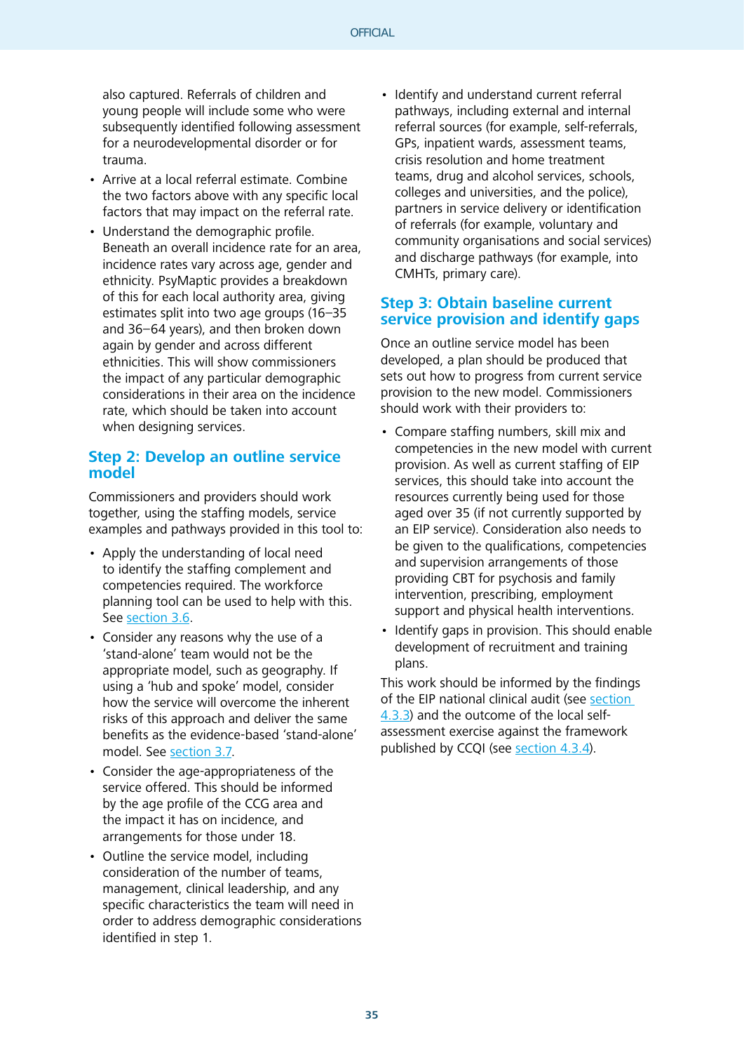also captured. Referrals of children and young people will include some who were subsequently identified following assessment for a neurodevelopmental disorder or for trauma.

- Arrive at a local referral estimate. Combine the two factors above with any specific local factors that may impact on the referral rate.
- Understand the demographic profile. Beneath an overall incidence rate for an area, incidence rates vary across age, gender and ethnicity. PsyMaptic provides a breakdown of this for each local authority area, giving estimates split into two age groups (16–35 and 36–64 years), and then broken down again by gender and across different ethnicities. This will show commissioners the impact of any particular demographic considerations in their area on the incidence rate, which should be taken into account when designing services.

## Step 2: Develop an outline service model

Commissioners and providers should work together, using the staffing models, service examples and pathways provided in this tool to:

- Apply the understanding of local need to identify the staffing complement and competencies required. The workforce planning tool can be used to help with this. See section 3.6.
- Consider any reasons why the use of a 'stand-alone' team would not be the appropriate model, such as geography. If using a 'hub and spoke' model, consider how the service will overcome the inherent risks of this approach and deliver the same benefits as the evidence-based 'stand-alone' model. See section 3.7.
- Consider the age-appropriateness of the service offered. This should be informed by the age profile of the CCG area and the impact it has on incidence, and arrangements for those under 18.
- Outline the service model, including consideration of the number of teams, management, clinical leadership, and any specific characteristics the team will need in order to address demographic considerations identified in step 1.
- Identify and understand current referral pathways, including external and internal referral sources (for example, self-referrals, GPs, inpatient wards, assessment teams, crisis resolution and home treatment teams, drug and alcohol services, schools, colleges and universities, and the police), partners in service delivery or identification of referrals (for example, voluntary and community organisations and social services) and discharge pathways (for example, into CMHTs, primary care).

## Step 3: Obtain baseline current service provision and identify gaps

Once an outline service model has been developed, a plan should be produced that sets out how to progress from current service provision to the new model. Commissioners should work with their providers to:

- Compare staffing numbers, skill mix and competencies in the new model with current provision. As well as current staffing of EIP services, this should take into account the resources currently being used for those aged over 35 (if not currently supported by an EIP service). Consideration also needs to be given to the qualifications, competencies and supervision arrangements of those providing CBT for psychosis and family intervention, prescribing, employment support and physical health interventions.
- Identify gaps in provision. This should enable development of recruitment and training plans.

This work should be informed by the findings of the EIP national clinical audit (see section 4.3.3) and the outcome of the local self-assessment exercise against the framework published by CCQI (see section 4.3.4).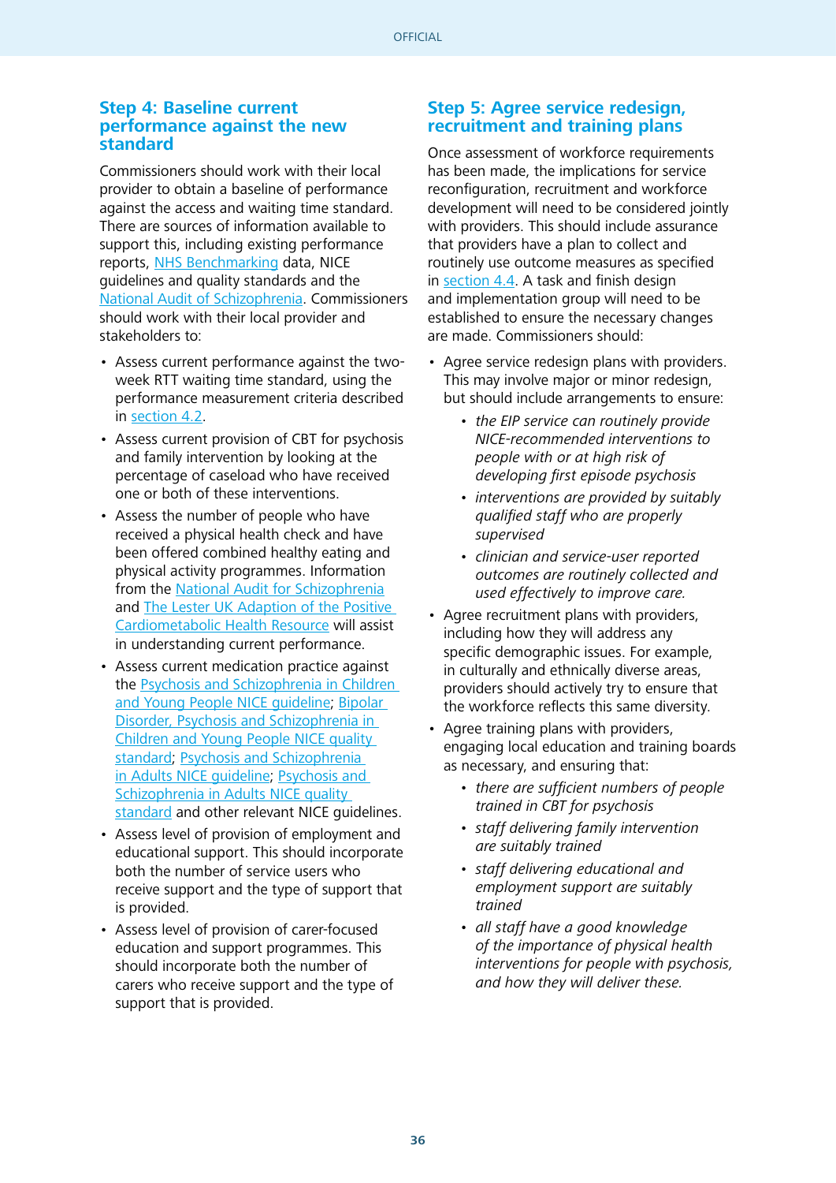## Step 4: Baseline current performance against the new standard

Commissioners should work with their local provider to obtain a baseline of performance against the access and waiting time standard. There are sources of information available to support this, including existing performance reports, NHS Benchmarking data, NICE guidelines and quality standards and the National Audit of Schizophrenia. Commissioners should work with their local provider and stakeholders to:

- Assess current performance against the two-week RTT waiting time standard, using the performance measurement criteria described in section 4.2.
- Assess current provision of CBT for psychosis and family intervention by looking at the percentage of caseload who have received one or both of these interventions.
- Assess the number of people who have received a physical health check and have been offered combined healthy eating and physical activity programmes. Information from the National Audit for Schizophrenia and The Lester UK Adaption of the Positive Cardiometabolic Health Resource will assist in understanding current performance.
- Assess current medication practice against the Psychosis and Schizophrenia in Children and Young People NICE guideline; Bipolar Disorder, Psychosis and Schizophrenia in Children and Young People NICE quality standard; Psychosis and Schizophrenia in Adults NICE guideline; Psychosis and Schizophrenia in Adults NICE quality standard and other relevant NICE guidelines.
- Assess level of provision of employment and educational support. This should incorporate both the number of service users who receive support and the type of support that is provided.
- Assess level of provision of carer-focused education and support programmes. This should incorporate both the number of carers who receive support and the type of support that is provided.

## Step 5: Agree service redesign, recruitment and training plans

Once assessment of workforce requirements has been made, the implications for service reconfiguration, recruitment and workforce development will need to be considered jointly with providers. This should include assurance that providers have a plan to collect and routinely use outcome measures as specified in section 4.4. A task and finish design and implementation group will need to be established to ensure the necessary changes are made. Commissioners should:

- Agree service redesign plans with providers. This may involve major or minor redesign, but should include arrangements to ensure:
  - *the EIP service can routinely provide NICE-recommended interventions to people with or at high risk of developing first episode psychosis*
  - *interventions are provided by suitably qualified staff who are properly supervised*
  - *clinician and service-user reported outcomes are routinely collected and used effectively to improve care.*
- Agree recruitment plans with providers, including how they will address any specific demographic issues. For example, in culturally and ethnically diverse areas, providers should actively try to ensure that the workforce reflects this same diversity.
- Agree training plans with providers, engaging local education and training boards as necessary, and ensuring that:
  - *there are sufficient numbers of people trained in CBT for psychosis*
  - *staff delivering family intervention are suitably trained*
  - *staff delivering educational and employment support are suitably trained*
  - *all staff have a good knowledge of the importance of physical health interventions for people with psychosis, and how they will deliver these.*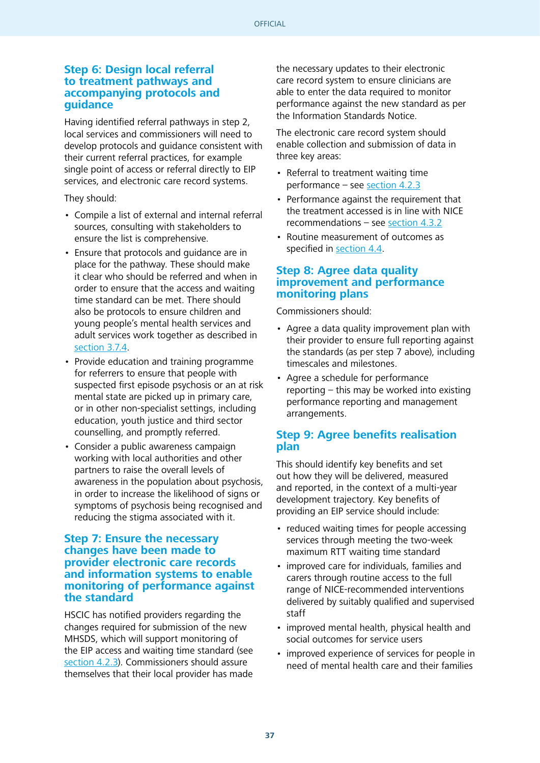### Step 6: Design local referral to treatment pathways and accompanying protocols and guidance

Having identified referral pathways in step 2, local services and commissioners will need to develop protocols and guidance consistent with their current referral practices, for example single point of access or referral directly to EIP services, and electronic care record systems.

They should:

- Compile a list of external and internal referral sources, consulting with stakeholders to ensure the list is comprehensive.
- Ensure that protocols and guidance are in place for the pathway. These should make it clear who should be referred and when in order to ensure that the access and waiting time standard can be met. There should also be protocols to ensure children and young people's mental health services and adult services work together as described in section 3.7.4.
- Provide education and training programme for referrers to ensure that people with suspected first episode psychosis or an at risk mental state are picked up in primary care, or in other non-specialist settings, including education, youth justice and third sector counselling, and promptly referred.
- Consider a public awareness campaign working with local authorities and other partners to raise the overall levels of awareness in the population about psychosis, in order to increase the likelihood of signs or symptoms of psychosis being recognised and reducing the stigma associated with it.

### Step 7: Ensure the necessary changes have been made to provider electronic care records and information systems to enable monitoring of performance against the standard

HSCIC has notified providers regarding the changes required for submission of the new MHSDS, which will support monitoring of the EIP access and waiting time standard (see section 4.2.3). Commissioners should assure themselves that their local provider has made the necessary updates to their electronic care record system to ensure clinicians are able to enter the data required to monitor performance against the new standard as per the Information Standards Notice.

The electronic care record system should enable collection and submission of data in three key areas:

- Referral to treatment waiting time performance – see section 4.2.3
- Performance against the requirement that the treatment accessed is in line with NICE recommendations – see section 4.3.2
- Routine measurement of outcomes as specified in section 4.4.

### Step 8: Agree data quality improvement and performance monitoring plans

Commissioners should:

- Agree a data quality improvement plan with their provider to ensure full reporting against the standards (as per step 7 above), including timescales and milestones.
- Agree a schedule for performance reporting – this may be worked into existing performance reporting and management arrangements.

### Step 9: Agree benefits realisation plan

This should identify key benefits and set out how they will be delivered, measured and reported, in the context of a multi-year development trajectory. Key benefits of providing an EIP service should include:

- reduced waiting times for people accessing services through meeting the two-week maximum RTT waiting time standard
- improved care for individuals, families and carers through routine access to the full range of NICE-recommended interventions delivered by suitably qualified and supervised staff
- improved mental health, physical health and social outcomes for service users
- improved experience of services for people in need of mental health care and their families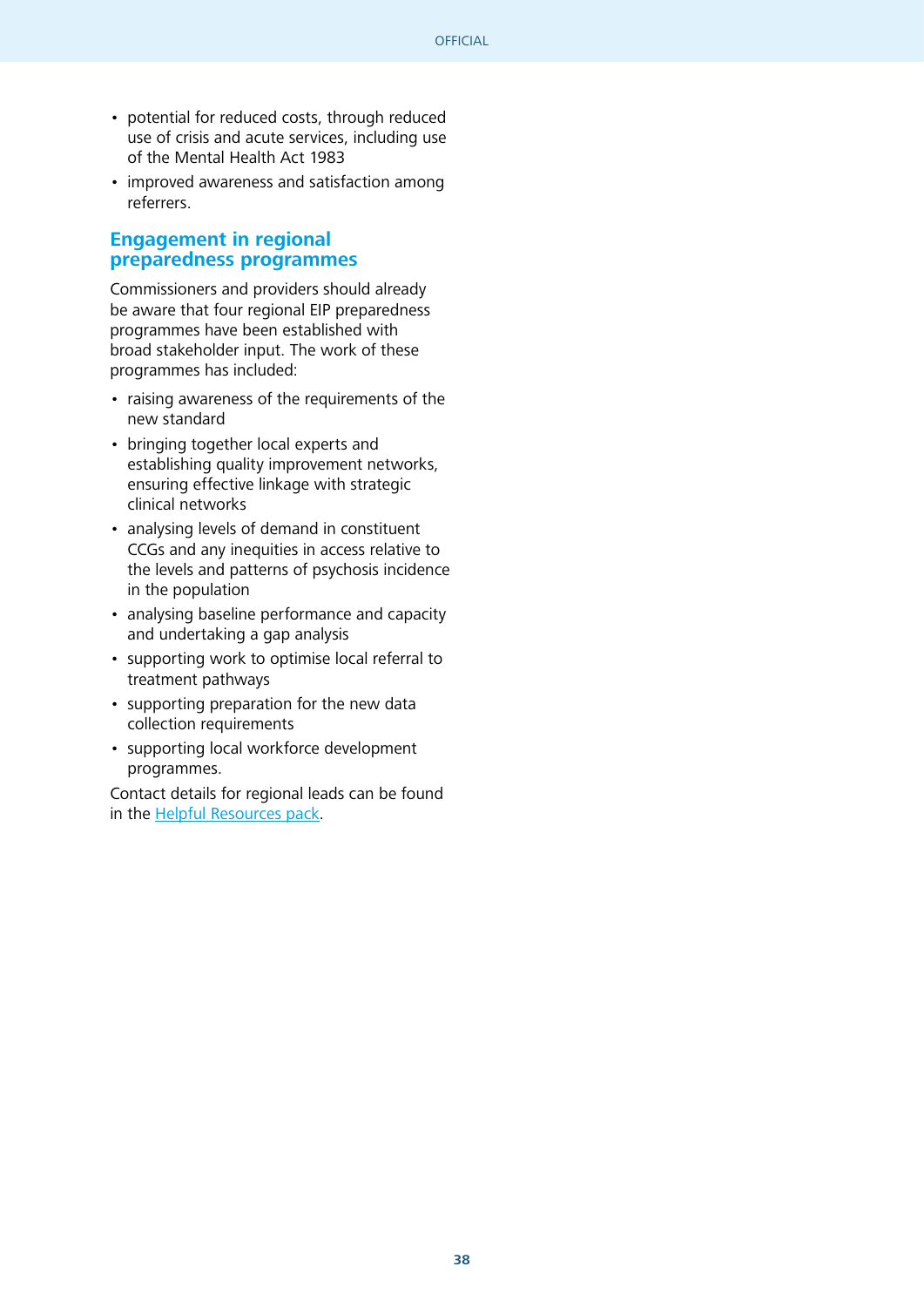- potential for reduced costs, through reduced use of crisis and acute services, including use of the Mental Health Act 1983
- improved awareness and satisfaction among referrers.

## Engagement in regional preparedness programmes

Commissioners and providers should already be aware that four regional EIP preparedness programmes have been established with broad stakeholder input. The work of these programmes has included:

- raising awareness of the requirements of the new standard
- bringing together local experts and establishing quality improvement networks, ensuring effective linkage with strategic clinical networks
- analysing levels of demand in constituent CCGs and any inequities in access relative to the levels and patterns of psychosis incidence in the population
- analysing baseline performance and capacity and undertaking a gap analysis
- supporting work to optimise local referral to treatment pathways
- supporting preparation for the new data collection requirements
- supporting local workforce development programmes.

Contact details for regional leads can be found in the Helpful Resources pack.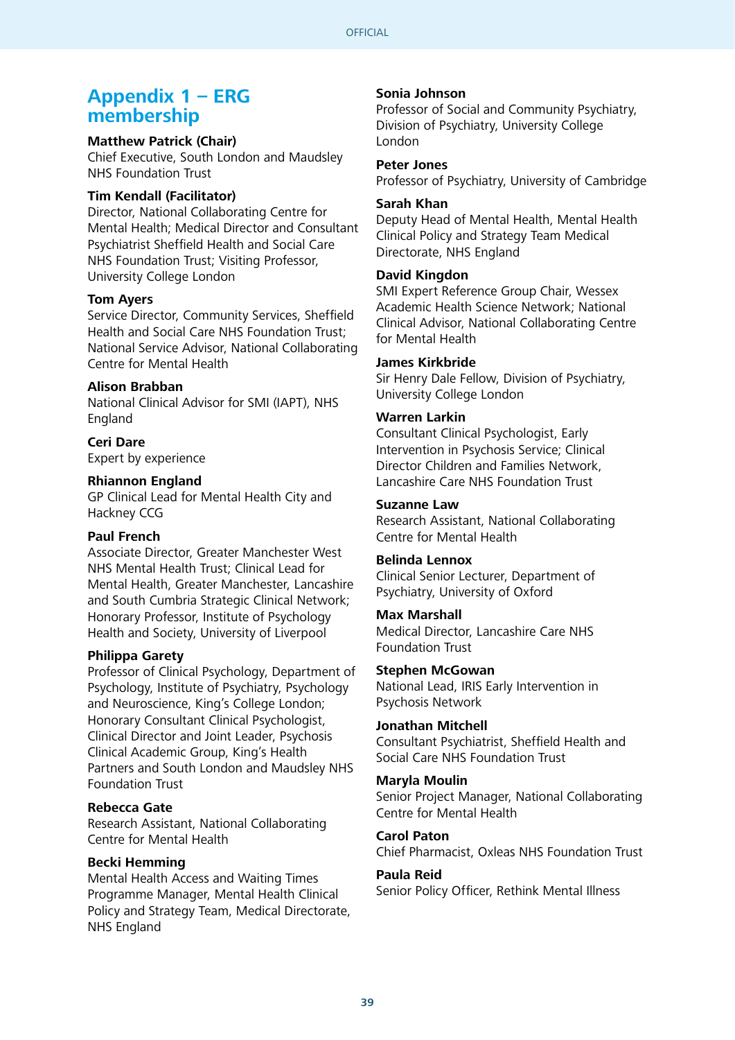# Appendix 1 – ERG membership

**Matthew Patrick (Chair)**
Chief Executive, South London and Maudsley NHS Foundation Trust

**Tim Kendall (Facilitator)**
Director, National Collaborating Centre for Mental Health; Medical Director and Consultant Psychiatrist Sheffield Health and Social Care NHS Foundation Trust; Visiting Professor, University College London

**Tom Ayers**
Service Director, Community Services, Sheffield Health and Social Care NHS Foundation Trust; National Service Advisor, National Collaborating Centre for Mental Health

**Alison Brabban**
National Clinical Advisor for SMI (IAPT), NHS England

**Ceri Dare**
Expert by experience

**Rhiannon England**
GP Clinical Lead for Mental Health City and Hackney CCG

**Paul French**
Associate Director, Greater Manchester West NHS Mental Health Trust; Clinical Lead for Mental Health, Greater Manchester, Lancashire and South Cumbria Strategic Clinical Network; Honorary Professor, Institute of Psychology Health and Society, University of Liverpool

**Philippa Garety**
Professor of Clinical Psychology, Department of Psychology, Institute of Psychiatry, Psychology and Neuroscience, King's College London; Honorary Consultant Clinical Psychologist, Clinical Director and Joint Leader, Psychosis Clinical Academic Group, King's Health Partners and South London and Maudsley NHS Foundation Trust

**Rebecca Gate**
Research Assistant, National Collaborating Centre for Mental Health

**Becki Hemming**
Mental Health Access and Waiting Times Programme Manager, Mental Health Clinical Policy and Strategy Team, Medical Directorate, NHS England

**Sonia Johnson**
Professor of Social and Community Psychiatry, Division of Psychiatry, University College London

**Peter Jones**
Professor of Psychiatry, University of Cambridge

**Sarah Khan**
Deputy Head of Mental Health, Mental Health Clinical Policy and Strategy Team Medical Directorate, NHS England

**David Kingdon**
SMI Expert Reference Group Chair, Wessex Academic Health Science Network; National Clinical Advisor, National Collaborating Centre for Mental Health

**James Kirkbride**
Sir Henry Dale Fellow, Division of Psychiatry, University College London

**Warren Larkin**
Consultant Clinical Psychologist, Early Intervention in Psychosis Service; Clinical Director Children and Families Network, Lancashire Care NHS Foundation Trust

**Suzanne Law**
Research Assistant, National Collaborating Centre for Mental Health

**Belinda Lennox**
Clinical Senior Lecturer, Department of Psychiatry, University of Oxford

**Max Marshall**
Medical Director, Lancashire Care NHS Foundation Trust

**Stephen McGowan**
National Lead, IRIS Early Intervention in Psychosis Network

**Jonathan Mitchell**
Consultant Psychiatrist, Sheffield Health and Social Care NHS Foundation Trust

**Maryla Moulin**
Senior Project Manager, National Collaborating Centre for Mental Health

**Carol Paton**
Chief Pharmacist, Oxleas NHS Foundation Trust

**Paula Reid**
Senior Policy Officer, Rethink Mental Illness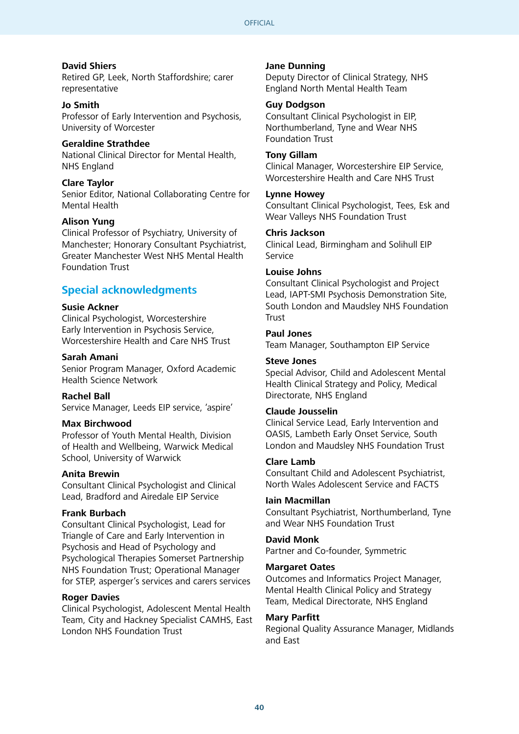**David Shiers**
Retired GP, Leek, North Staffordshire; carer representative

**Jo Smith**
Professor of Early Intervention and Psychosis, University of Worcester

**Geraldine Strathdee**
National Clinical Director for Mental Health, NHS England

**Clare Taylor**
Senior Editor, National Collaborating Centre for Mental Health

**Alison Yung**
Clinical Professor of Psychiatry, University of Manchester; Honorary Consultant Psychiatrist, Greater Manchester West NHS Mental Health Foundation Trust

## Special acknowledgments

**Susie Ackner**
Clinical Psychologist, Worcestershire Early Intervention in Psychosis Service, Worcestershire Health and Care NHS Trust

**Sarah Amani**
Senior Program Manager, Oxford Academic Health Science Network

**Rachel Ball**
Service Manager, Leeds EIP service, 'aspire'

**Max Birchwood**
Professor of Youth Mental Health, Division of Health and Wellbeing, Warwick Medical School, University of Warwick

**Anita Brewin**
Consultant Clinical Psychologist and Clinical Lead, Bradford and Airedale EIP Service

**Frank Burbach**
Consultant Clinical Psychologist, Lead for Triangle of Care and Early Intervention in Psychosis and Head of Psychology and Psychological Therapies Somerset Partnership NHS Foundation Trust; Operational Manager for STEP, asperger's services and carers services

**Roger Davies**
Clinical Psychologist, Adolescent Mental Health Team, City and Hackney Specialist CAMHS, East London NHS Foundation Trust

**Jane Dunning**
Deputy Director of Clinical Strategy, NHS England North Mental Health Team

**Guy Dodgson**
Consultant Clinical Psychologist in EIP, Northumberland, Tyne and Wear NHS Foundation Trust

**Tony Gillam**
Clinical Manager, Worcestershire EIP Service, Worcestershire Health and Care NHS Trust

**Lynne Howey**
Consultant Clinical Psychologist, Tees, Esk and Wear Valleys NHS Foundation Trust

**Chris Jackson**
Clinical Lead, Birmingham and Solihull EIP Service

**Louise Johns**
Consultant Clinical Psychologist and Project Lead, IAPT-SMI Psychosis Demonstration Site, South London and Maudsley NHS Foundation Trust

**Paul Jones**
Team Manager, Southampton EIP Service

**Steve Jones**
Special Advisor, Child and Adolescent Mental Health Clinical Strategy and Policy, Medical Directorate, NHS England

**Claude Jousselin**
Clinical Service Lead, Early Intervention and OASIS, Lambeth Early Onset Service, South London and Maudsley NHS Foundation Trust

**Clare Lamb**
Consultant Child and Adolescent Psychiatrist, North Wales Adolescent Service and FACTS

**Iain Macmillan**
Consultant Psychiatrist, Northumberland, Tyne and Wear NHS Foundation Trust

**David Monk**
Partner and Co-founder, Symmetric

**Margaret Oates**
Outcomes and Informatics Project Manager, Mental Health Clinical Policy and Strategy Team, Medical Directorate, NHS England

**Mary Parfitt**
Regional Quality Assurance Manager, Midlands and East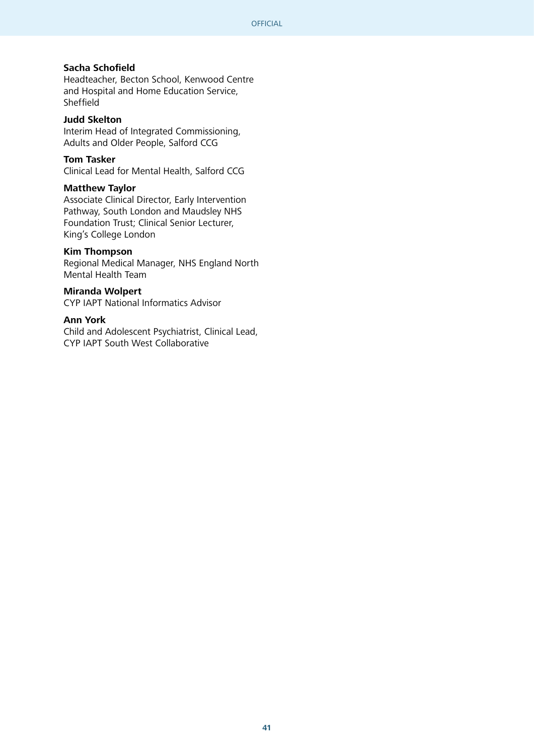**Sacha Schofield**
Headteacher, Becton School, Kenwood Centre and Hospital and Home Education Service, Sheffield

**Judd Skelton**
Interim Head of Integrated Commissioning, Adults and Older People, Salford CCG

**Tom Tasker**
Clinical Lead for Mental Health, Salford CCG

**Matthew Taylor**
Associate Clinical Director, Early Intervention Pathway, South London and Maudsley NHS Foundation Trust; Clinical Senior Lecturer, King's College London

**Kim Thompson**
Regional Medical Manager, NHS England North Mental Health Team

**Miranda Wolpert**
CYP IAPT National Informatics Advisor

**Ann York**
Child and Adolescent Psychiatrist, Clinical Lead, CYP IAPT South West Collaborative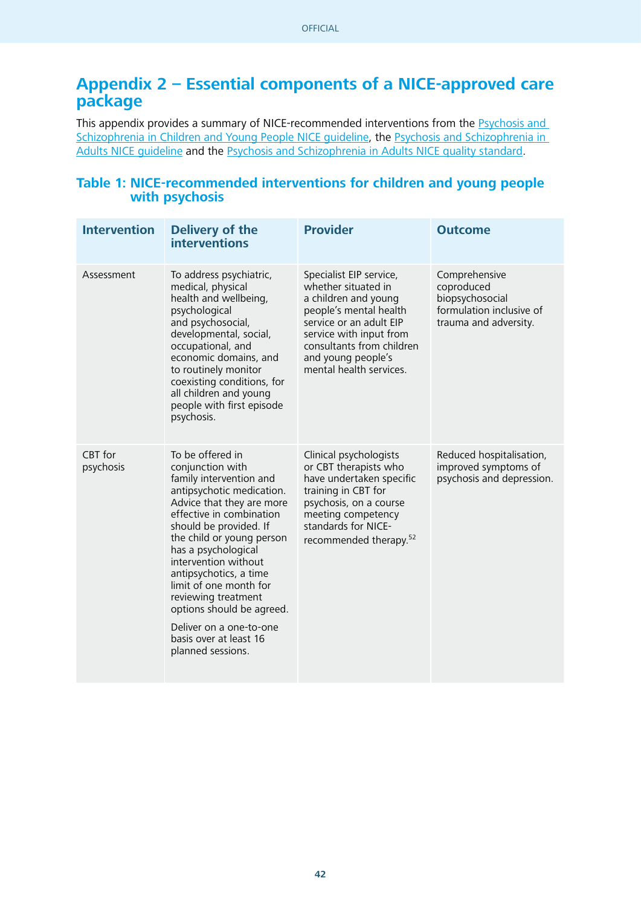## Appendix 2 – Essential components of a NICE-approved care package

This appendix provides a summary of NICE-recommended interventions from the Psychosis and Schizophrenia in Children and Young People NICE guideline, the Psychosis and Schizophrenia in Adults NICE guideline and the Psychosis and Schizophrenia in Adults NICE quality standard.

### Table 1: NICE-recommended interventions for children and young people with psychosis

| Intervention | Delivery of the interventions | Provider | Outcome |
|---|---|---|---|
| Assessment | To address psychiatric, medical, physical health and wellbeing, psychological and psychosocial, developmental, social, occupational, and economic domains, and to routinely monitor coexisting conditions, for all children and young people with first episode psychosis. | Specialist EIP service, whether situated in a children and young people's mental health service or an adult EIP service with input from consultants from children and young people's mental health services. | Comprehensive coproduced biopsychosocial formulation inclusive of trauma and adversity. |
| CBT for psychosis | To be offered in conjunction with family intervention and antipsychotic medication. Advice that they are more effective in combination should be provided. If the child or young person has a psychological intervention without antipsychotics, a time limit of one month for reviewing treatment options should be agreed.<br><br>Deliver on a one-to-one basis over at least 16 planned sessions. | Clinical psychologists or CBT therapists who have undertaken specific training in CBT for psychosis, on a course meeting competency standards for NICE-recommended therapy.[52] | Reduced hospitalisation, improved symptoms of psychosis and depression. |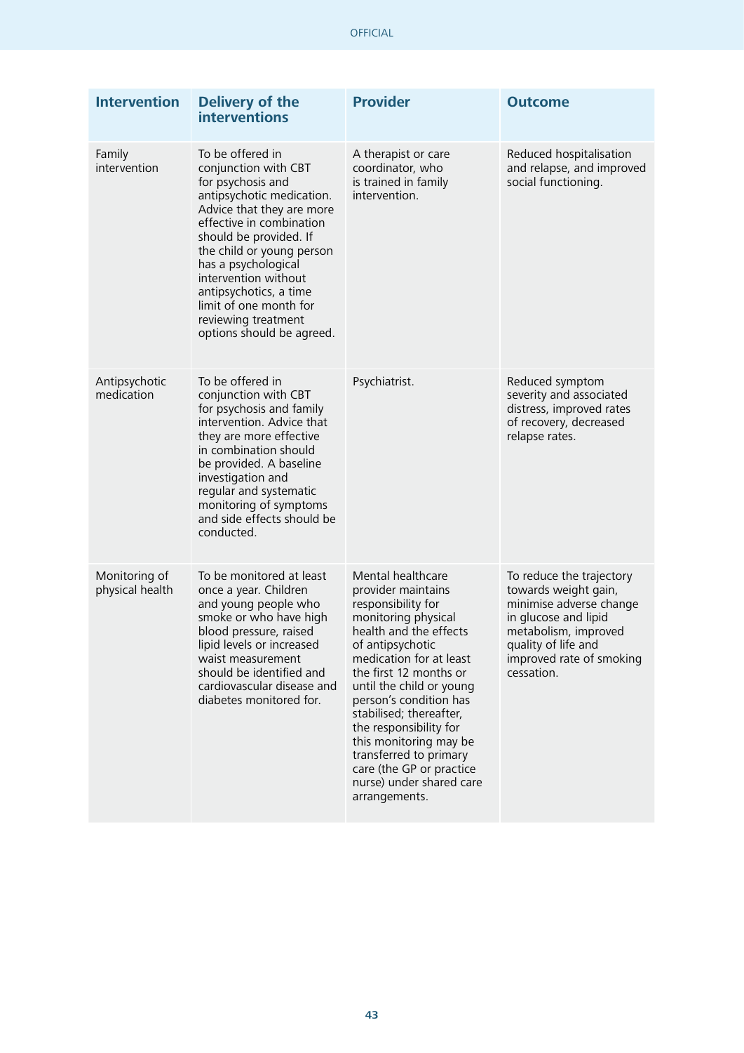| Intervention | Delivery of the interventions | Provider | Outcome |
|---|---|---|---|
| Family intervention | To be offered in conjunction with CBT for psychosis and antipsychotic medication. Advice that they are more effective in combination should be provided. If the child or young person has a psychological intervention without antipsychotics, a time limit of one month for reviewing treatment options should be agreed. | A therapist or care coordinator, who is trained in family intervention. | Reduced hospitalisation and relapse, and improved social functioning. |
| Antipsychotic medication | To be offered in conjunction with CBT for psychosis and family intervention. Advice that they are more effective in combination should be provided. A baseline investigation and regular and systematic monitoring of symptoms and side effects should be conducted. | Psychiatrist. | Reduced symptom severity and associated distress, improved rates of recovery, decreased relapse rates. |
| Monitoring of physical health | To be monitored at least once a year. Children and young people who smoke or who have high blood pressure, raised lipid levels or increased waist measurement should be identified and cardiovascular disease and diabetes monitored for. | Mental healthcare provider maintains responsibility for monitoring physical health and the effects of antipsychotic medication for at least the first 12 months or until the child or young person's condition has stabilised; thereafter, the responsibility for this monitoring may be transferred to primary care (the GP or practice nurse) under shared care arrangements. | To reduce the trajectory towards weight gain, minimise adverse change in glucose and lipid metabolism, improved quality of life and improved rate of smoking cessation. |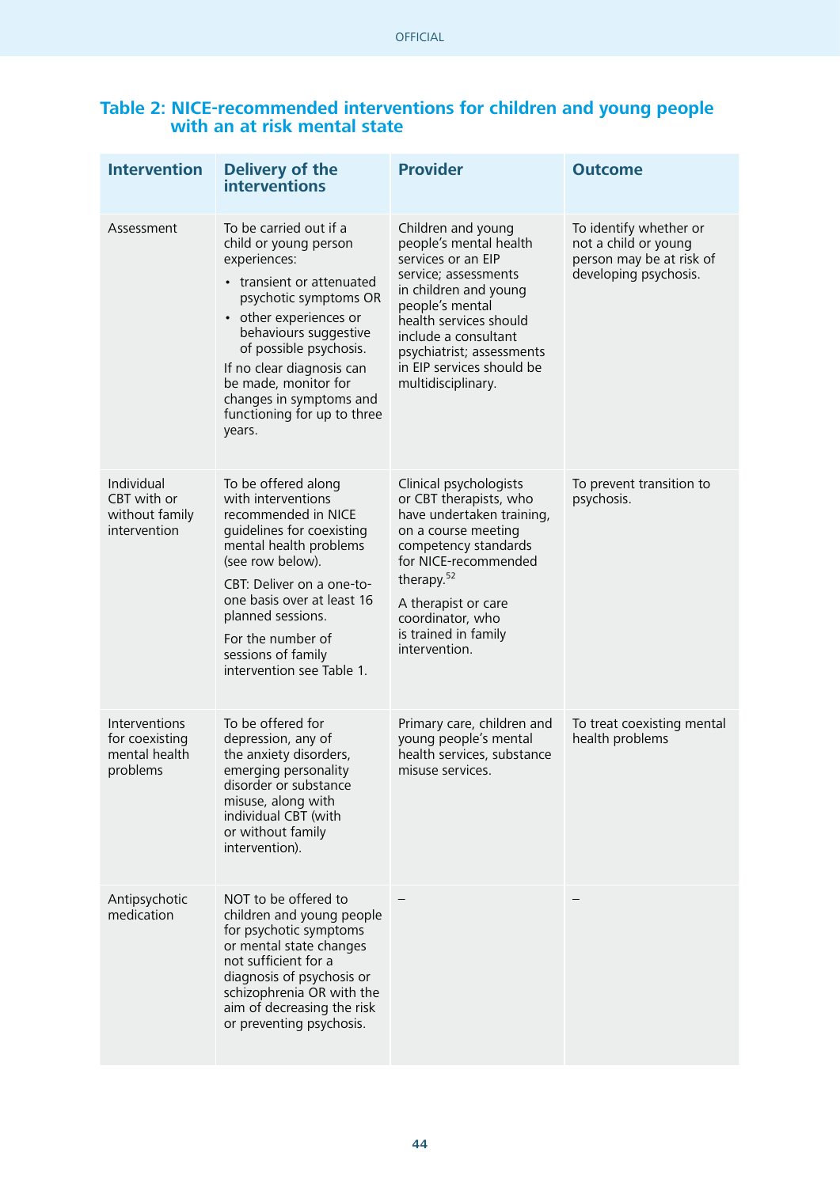### Table 2: NICE-recommended interventions for children and young people with an at risk mental state

| Intervention | Delivery of the interventions | Provider | Outcome |
|---|---|---|---|
| Assessment | To be carried out if a child or young person experiences: <br>• transient or attenuated psychotic symptoms OR <br>• other experiences or behaviours suggestive of possible psychosis. <br>If no clear diagnosis can be made, monitor for changes in symptoms and functioning for up to three years. | Children and young people's mental health services or an EIP service; assessments in children and young people's mental health services should include a consultant psychiatrist; assessments in EIP services should be multidisciplinary. | To identify whether or not a child or young person may be at risk of developing psychosis. |
| Individual CBT with or without family intervention | To be offered along with interventions recommended in NICE guidelines for coexisting mental health problems (see row below). <br>CBT: Deliver on a one-to-one basis over at least 16 planned sessions. <br>For the number of sessions of family intervention see Table 1. | Clinical psychologists or CBT therapists, who have undertaken training, on a course meeting competency standards for NICE-recommended therapy.[52] <br>A therapist or care coordinator, who is trained in family intervention. | To prevent transition to psychosis. |
| Interventions for coexisting mental health problems | To be offered for depression, any of the anxiety disorders, emerging personality disorder or substance misuse, along with individual CBT (with or without family intervention). | Primary care, children and young people's mental health services, substance misuse services. | To treat coexisting mental health problems |
| Antipsychotic medication | NOT to be offered to children and young people for psychotic symptoms or mental state changes not sufficient for a diagnosis of psychosis or schizophrenia OR with the aim of decreasing the risk or preventing psychosis. | – | – |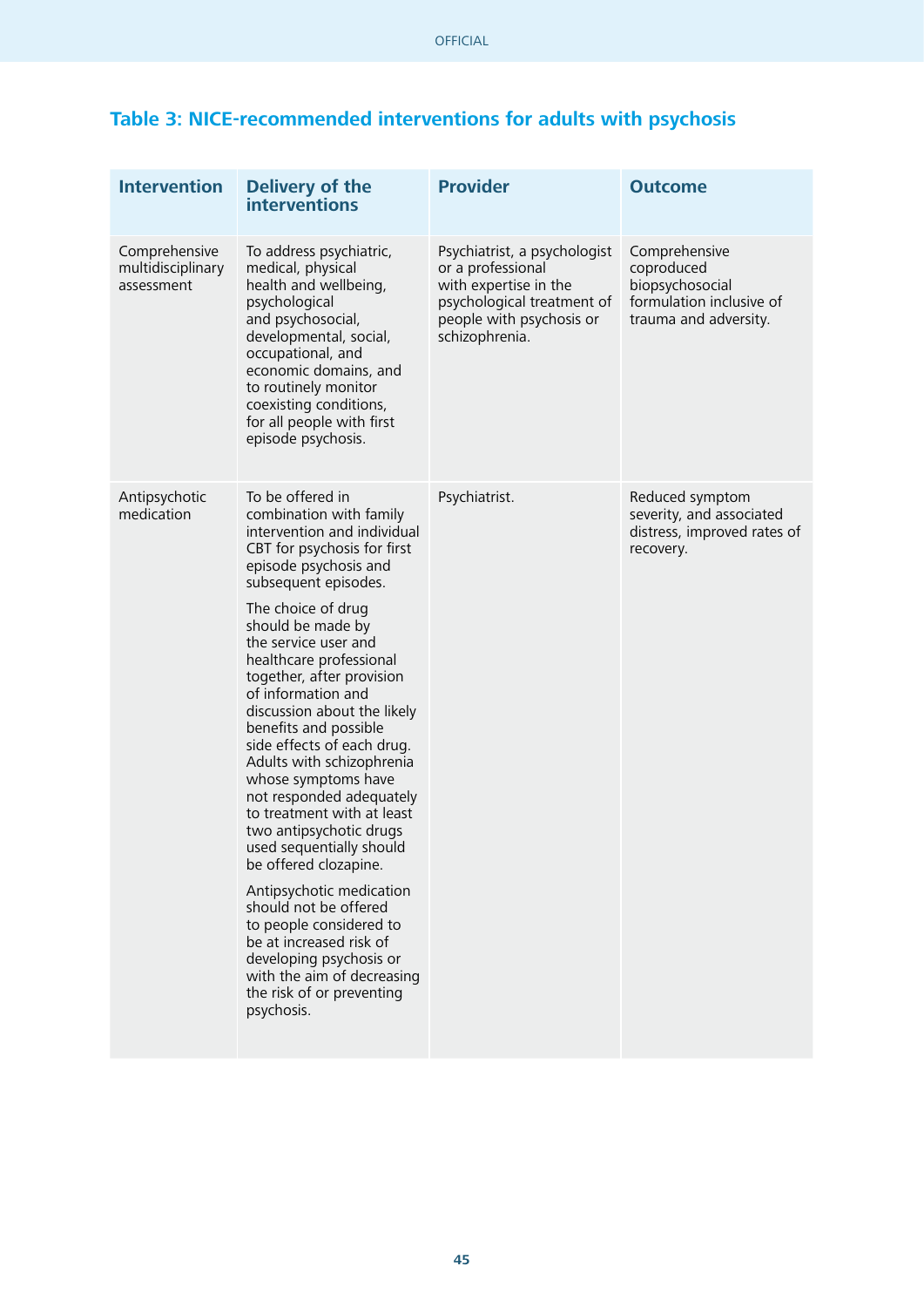## Table 3: NICE-recommended interventions for adults with psychosis

| Intervention | Delivery of the interventions | Provider | Outcome |
|---|---|---|---|
| Comprehensive multidisciplinary assessment | To address psychiatric, medical, physical health and wellbeing, psychological and psychosocial, developmental, social, occupational, and economic domains, and to routinely monitor coexisting conditions, for all people with first episode psychosis. | Psychiatrist, a psychologist or a professional with expertise in the psychological treatment of people with psychosis or schizophrenia. | Comprehensive coproduced biopsychosocial formulation inclusive of trauma and adversity. |
| Antipsychotic medication | To be offered in combination with family intervention and individual CBT for psychosis for first episode psychosis and subsequent episodes.<br><br>The choice of drug should be made by the service user and healthcare professional together, after provision of information and discussion about the likely benefits and possible side effects of each drug. Adults with schizophrenia whose symptoms have not responded adequately to treatment with at least two antipsychotic drugs used sequentially should be offered clozapine.<br><br>Antipsychotic medication should not be offered to people considered to be at increased risk of developing psychosis or with the aim of decreasing the risk of or preventing psychosis. | Psychiatrist. | Reduced symptom severity, and associated distress, improved rates of recovery. |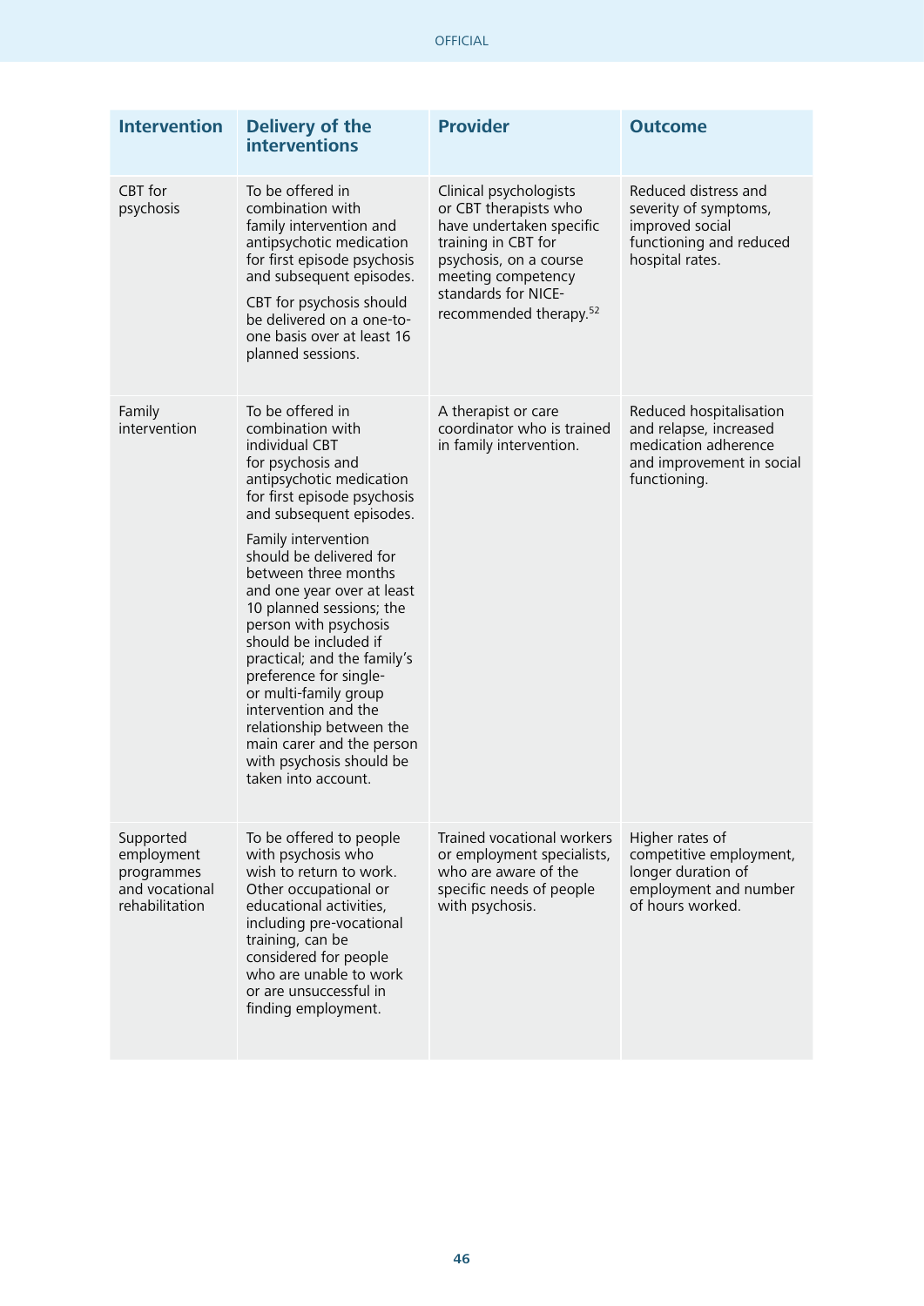| Intervention | Delivery of the interventions | Provider | Outcome |
|---|---|---|---|
| CBT for psychosis | To be offered in combination with family intervention and antipsychotic medication for first episode psychosis and subsequent episodes. CBT for psychosis should be delivered on a one-to-one basis over at least 16 planned sessions. | Clinical psychologists or CBT therapists who have undertaken specific training in CBT for psychosis, on a course meeting competency standards for NICE-recommended therapy.[52] | Reduced distress and severity of symptoms, improved social functioning and reduced hospital rates. |
| Family intervention | To be offered in combination with individual CBT for psychosis and antipsychotic medication for first episode psychosis and subsequent episodes. Family intervention should be delivered for between three months and one year over at least 10 planned sessions; the person with psychosis should be included if practical; and the family's preference for single- or multi-family group intervention and the relationship between the main carer and the person with psychosis should be taken into account. | A therapist or care coordinator who is trained in family intervention. | Reduced hospitalisation and relapse, increased medication adherence and improvement in social functioning. |
| Supported employment programmes and vocational rehabilitation | To be offered to people with psychosis who wish to return to work. Other occupational or educational activities, including pre-vocational training, can be considered for people who are unable to work or are unsuccessful in finding employment. | Trained vocational workers or employment specialists, who are aware of the specific needs of people with psychosis. | Higher rates of competitive employment, longer duration of employment and number of hours worked. |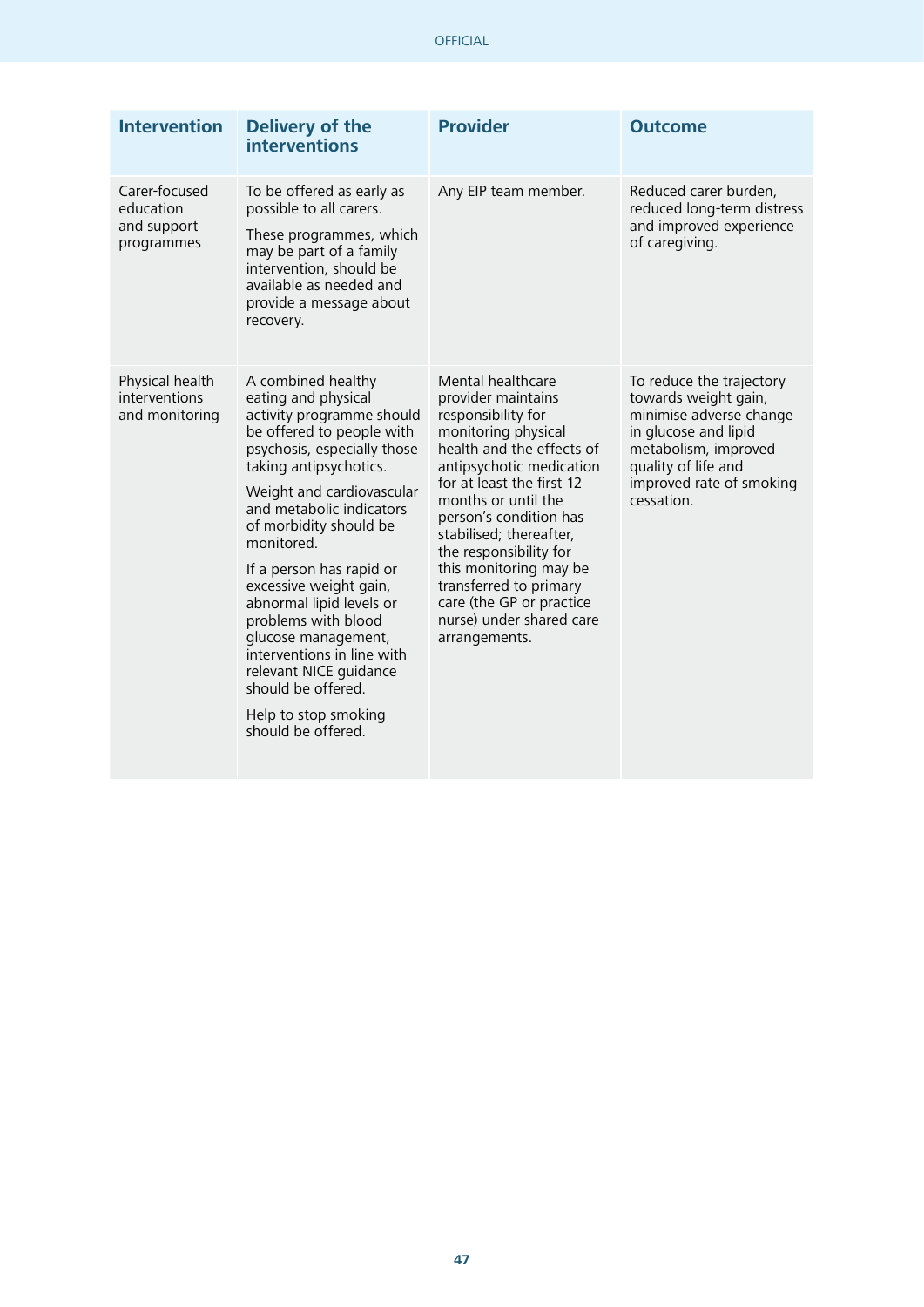| Intervention | Delivery of the interventions | Provider | Outcome |
|---|---|---|---|
| Carer-focused education and support programmes | To be offered as early as possible to all carers.<br><br>These programmes, which may be part of a family intervention, should be available as needed and provide a message about recovery. | Any EIP team member. | Reduced carer burden, reduced long-term distress and improved experience of caregiving. |
| Physical health interventions and monitoring | A combined healthy eating and physical activity programme should be offered to people with psychosis, especially those taking antipsychotics.<br><br>Weight and cardiovascular and metabolic indicators of morbidity should be monitored.<br><br>If a person has rapid or excessive weight gain, abnormal lipid levels or problems with blood glucose management, interventions in line with relevant NICE guidance should be offered.<br><br>Help to stop smoking should be offered. | Mental healthcare provider maintains responsibility for monitoring physical health and the effects of antipsychotic medication for at least the first 12 months or until the person's condition has stabilised; thereafter, the responsibility for this monitoring may be transferred to primary care (the GP or practice nurse) under shared care arrangements. | To reduce the trajectory towards weight gain, minimise adverse change in glucose and lipid metabolism, improved quality of life and improved rate of smoking cessation. |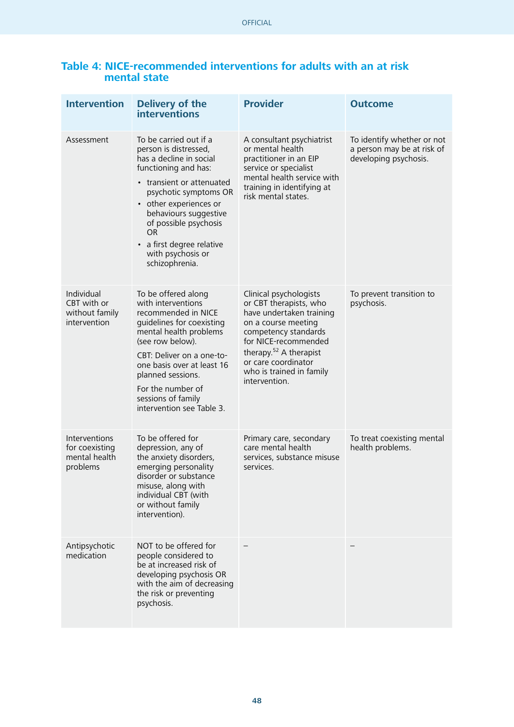## Table 4: NICE-recommended interventions for adults with an at risk mental state

| Intervention | Delivery of the interventions | Provider | Outcome |
|---|---|---|---|
| Assessment | To be carried out if a person is distressed, has a decline in social functioning and has:<br>• transient or attenuated psychotic symptoms OR<br>• other experiences or behaviours suggestive of possible psychosis OR<br>• a first degree relative with psychosis or schizophrenia. | A consultant psychiatrist or mental health practitioner in an EIP service or specialist mental health service with training in identifying at risk mental states. | To identify whether or not a person may be at risk of developing psychosis. |
| Individual CBT with or without family intervention | To be offered along with interventions recommended in NICE guidelines for coexisting mental health problems (see row below).<br>CBT: Deliver on a one-to-one basis over at least 16 planned sessions.<br>For the number of sessions of family intervention see Table 3. | Clinical psychologists or CBT therapists, who have undertaken training on a course meeting competency standards for NICE-recommended therapy.[52] A therapist or care coordinator who is trained in family intervention. | To prevent transition to psychosis. |
| Interventions for coexisting mental health problems | To be offered for depression, any of the anxiety disorders, emerging personality disorder or substance misuse, along with individual CBT (with or without family intervention). | Primary care, secondary care mental health services, substance misuse services. | To treat coexisting mental health problems. |
| Antipsychotic medication | NOT to be offered for people considered to be at increased risk of developing psychosis OR with the aim of decreasing the risk or preventing psychosis. | – | – |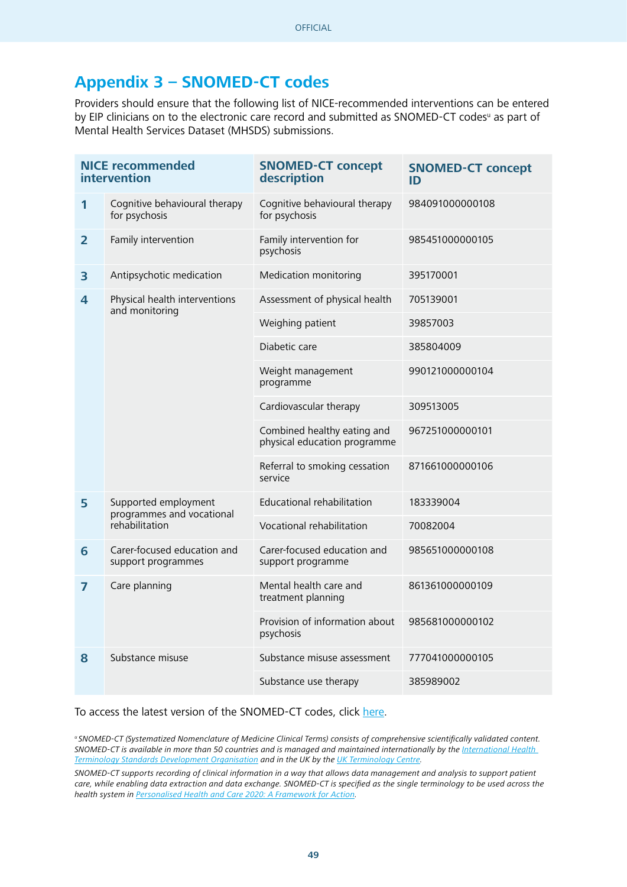## Appendix 3 – SNOMED-CT codes

Providers should ensure that the following list of NICE-recommended interventions can be entered by EIP clinicians on to the electronic care record and submitted as SNOMED-CT codes[u] as part of Mental Health Services Dataset (MHSDS) submissions.

| NICE recommended intervention | | SNOMED-CT concept description | SNOMED-CT concept ID |
|---|---|---|---|
| 1 | Cognitive behavioural therapy for psychosis | Cognitive behavioural therapy for psychosis | 984091000000108 |
| 2 | Family intervention | Family intervention for psychosis | 985451000000105 |
| 3 | Antipsychotic medication | Medication monitoring | 395170001 |
| 4 | Physical health interventions and monitoring | Assessment of physical health | 705139001 |
| | | Weighing patient | 39857003 |
| | | Diabetic care | 385804009 |
| | | Weight management programme | 990121000000104 |
| | | Cardiovascular therapy | 309513005 |
| | | Combined healthy eating and physical education programme | 967251000000101 |
| | | Referral to smoking cessation service | 871661000000106 |
| 5 | Supported employment programmes and vocational rehabilitation | Educational rehabilitation | 183339004 |
| | | Vocational rehabilitation | 70082004 |
| 6 | Carer-focused education and support programmes | Carer-focused education and support programme | 985651000000108 |
| 7 | Care planning | Mental health care and treatment planning | 861361000000109 |
| | | Provision of information about psychosis | 985681000000102 |
| 8 | Substance misuse | Substance misuse assessment | 777041000000105 |
| | | Substance use therapy | 385989002 |

To access the latest version of the SNOMED-CT codes, click here.

*[u] SNOMED-CT (Systematized Nomenclature of Medicine Clinical Terms) consists of comprehensive scientifically validated content. SNOMED-CT is available in more than 50 countries and is managed and maintained internationally by the International Health Terminology Standards Development Organisation and in the UK by the UK Terminology Centre.*

*SNOMED-CT supports recording of clinical information in a way that allows data management and analysis to support patient care, while enabling data extraction and data exchange. SNOMED-CT is specified as the single terminology to be used across the health system in Personalised Health and Care 2020: A Framework for Action.*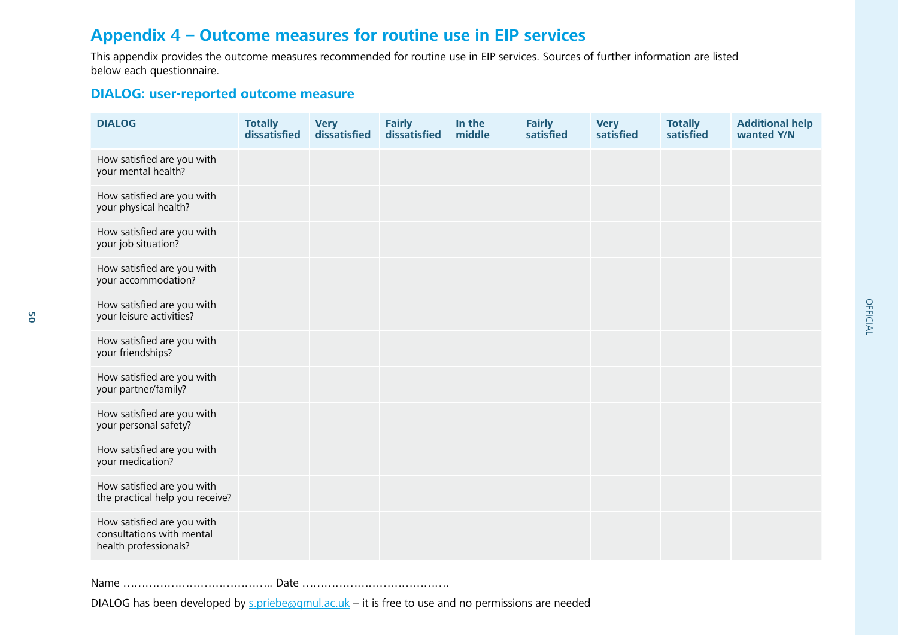# Appendix 4 – Outcome measures for routine use in EIP services

This appendix provides the outcome measures recommended for routine use in EIP services. Sources of further information are listed below each questionnaire.

## DIALOG: user-reported outcome measure

| DIALOG | Totally dissatisfied | Very dissatisfied | Fairly dissatisfied | In the middle | Fairly satisfied | Very satisfied | Totally satisfied | Additional help wanted Y/N |
|---|---|---|---|---|---|---|---|---|
| How satisfied are you with your mental health? | | | | | | | | |
| How satisfied are you with your physical health? | | | | | | | | |
| How satisfied are you with your job situation? | | | | | | | | |
| How satisfied are you with your accommodation? | | | | | | | | |
| How satisfied are you with your leisure activities? | | | | | | | | |
| How satisfied are you with your friendships? | | | | | | | | |
| How satisfied are you with your partner/family? | | | | | | | | |
| How satisfied are you with your personal safety? | | | | | | | | |
| How satisfied are you with your medication? | | | | | | | | |
| How satisfied are you with the practical help you receive? | | | | | | | | |
| How satisfied are you with consultations with mental health professionals? | | | | | | | | |

Name ………………………………….. Date ………………………………….

DIALOG has been developed by s.priebe@qmul.ac.uk – it is free to use and no permissions are needed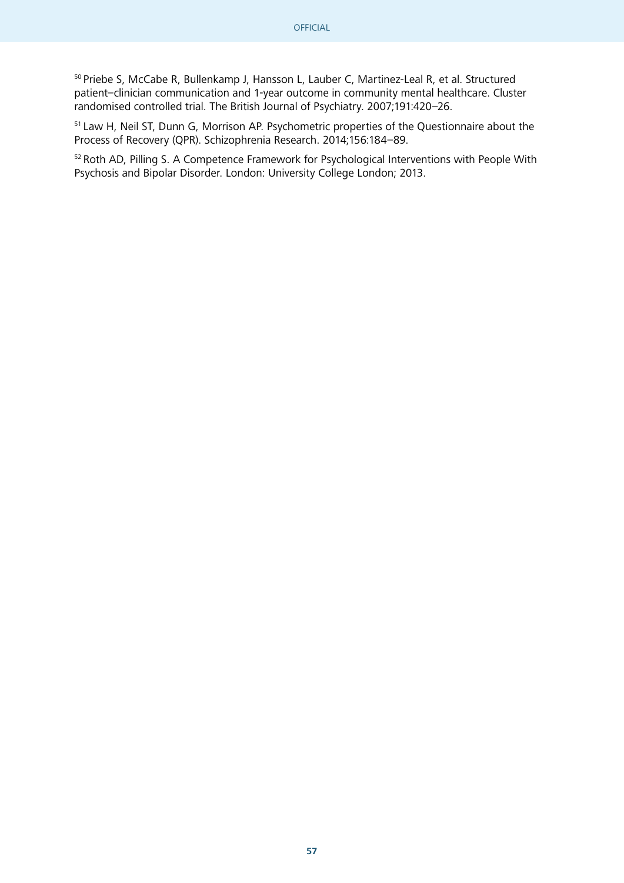[50] Priebe S, McCabe R, Bullenkamp J, Hansson L, Lauber C, Martinez-Leal R, et al. Structured patient–clinician communication and 1-year outcome in community mental healthcare. Cluster randomised controlled trial. The British Journal of Psychiatry. 2007;191:420–26.

[51] Law H, Neil ST, Dunn G, Morrison AP. Psychometric properties of the Questionnaire about the Process of Recovery (QPR). Schizophrenia Research. 2014;156:184–89.

[52] Roth AD, Pilling S. A Competence Framework for Psychological Interventions with People With Psychosis and Bipolar Disorder. London: University College London; 2013.